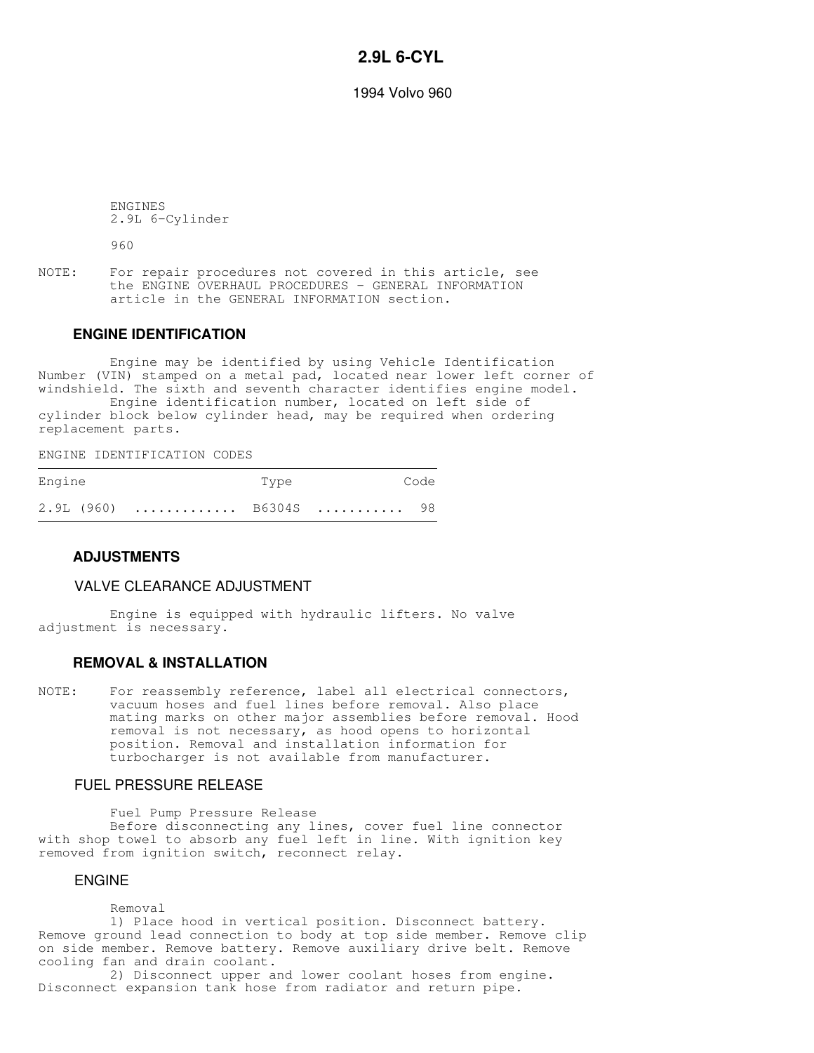# 2.9L 6-CYL

1994 Volvo 960

ENGINES
2.9L 6-Cylinder

960

NOTE: For repair procedures not covered in this article, see the ENGINE OVERHAUL PROCEDURES - GENERAL INFORMATION article in the GENERAL INFORMATION section.

## ENGINE IDENTIFICATION

Engine may be identified by using Vehicle Identification Number (VIN) stamped on a metal pad, located near lower left corner of windshield. The sixth and seventh character identifies engine model.

Engine identification number, located on left side of cylinder block below cylinder head, may be required when ordering replacement parts.

ENGINE IDENTIFICATION CODES

| Engine | Type | Code |
| --- | --- | --- |
| 2.9L (960) | B6304S | 98 |

## ADJUSTMENTS

### VALVE CLEARANCE ADJUSTMENT

Engine is equipped with hydraulic lifters. No valve adjustment is necessary.

## REMOVAL & INSTALLATION

NOTE: For reassembly reference, label all electrical connectors, vacuum hoses and fuel lines before removal. Also place mating marks on other major assemblies before removal. Hood removal is not necessary, as hood opens to horizontal position. Removal and installation information for turbocharger is not available from manufacturer.

### FUEL PRESSURE RELEASE

Fuel Pump Pressure Release

Before disconnecting any lines, cover fuel line connector with shop towel to absorb any fuel left in line. With ignition key removed from ignition switch, reconnect relay.

### ENGINE

Removal

1) Place hood in vertical position. Disconnect battery. Remove ground lead connection to body at top side member. Remove clip on side member. Remove battery. Remove auxiliary drive belt. Remove cooling fan and drain coolant.

2) Disconnect upper and lower coolant hoses from engine. Disconnect expansion tank hose from radiator and return pipe.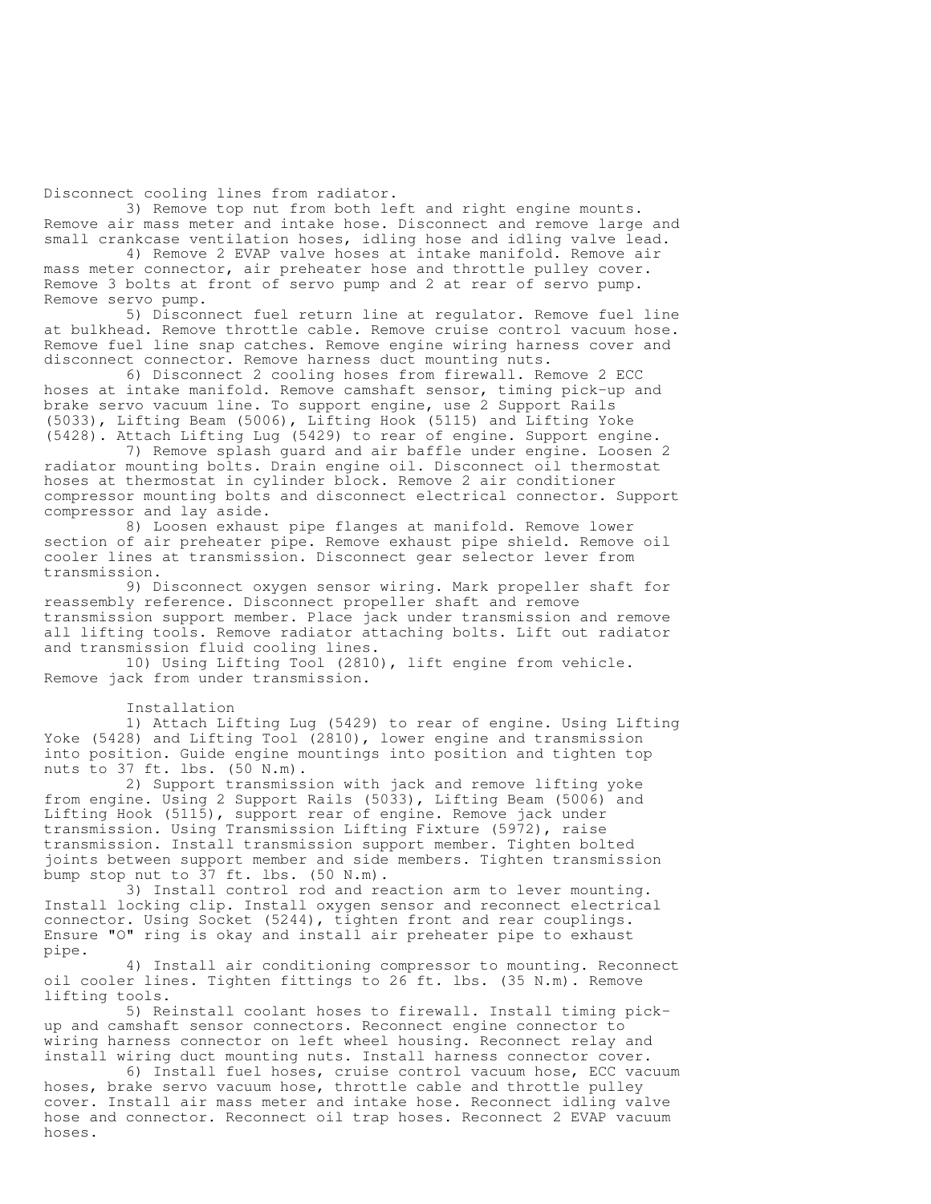Disconnect cooling lines from radiator.

3) Remove top nut from both left and right engine mounts. Remove air mass meter and intake hose. Disconnect and remove large and small crankcase ventilation hoses, idling hose and idling valve lead.

4) Remove 2 EVAP valve hoses at intake manifold. Remove air mass meter connector, air preheater hose and throttle pulley cover. Remove 3 bolts at front of servo pump and 2 at rear of servo pump. Remove servo pump.

5) Disconnect fuel return line at regulator. Remove fuel line at bulkhead. Remove throttle cable. Remove cruise control vacuum hose. Remove fuel line snap catches. Remove engine wiring harness cover and disconnect connector. Remove harness duct mounting nuts.

6) Disconnect 2 cooling hoses from firewall. Remove 2 ECC hoses at intake manifold. Remove camshaft sensor, timing pick-up and brake servo vacuum line. To support engine, use 2 Support Rails (5033), Lifting Beam (5006), Lifting Hook (5115) and Lifting Yoke (5428). Attach Lifting Lug (5429) to rear of engine. Support engine.

7) Remove splash guard and air baffle under engine. Loosen 2 radiator mounting bolts. Drain engine oil. Disconnect oil thermostat hoses at thermostat in cylinder block. Remove 2 air conditioner compressor mounting bolts and disconnect electrical connector. Support compressor and lay aside.

8) Loosen exhaust pipe flanges at manifold. Remove lower section of air preheater pipe. Remove exhaust pipe shield. Remove oil cooler lines at transmission. Disconnect gear selector lever from transmission.

9) Disconnect oxygen sensor wiring. Mark propeller shaft for reassembly reference. Disconnect propeller shaft and remove transmission support member. Place jack under transmission and remove all lifting tools. Remove radiator attaching bolts. Lift out radiator and transmission fluid cooling lines.

10) Using Lifting Tool (2810), lift engine from vehicle. Remove jack from under transmission.

Installation

1) Attach Lifting Lug (5429) to rear of engine. Using Lifting Yoke (5428) and Lifting Tool (2810), lower engine and transmission into position. Guide engine mountings into position and tighten top nuts to 37 ft. lbs. (50 N.m).

2) Support transmission with jack and remove lifting yoke from engine. Using 2 Support Rails (5033), Lifting Beam (5006) and Lifting Hook (5115), support rear of engine. Remove jack under transmission. Using Transmission Lifting Fixture (5972), raise transmission. Install transmission support member. Tighten bolted joints between support member and side members. Tighten transmission bump stop nut to 37 ft. lbs. (50 N.m).

3) Install control rod and reaction arm to lever mounting. Install locking clip. Install oxygen sensor and reconnect electrical connector. Using Socket (5244), tighten front and rear couplings. Ensure "O" ring is okay and install air preheater pipe to exhaust pipe.

4) Install air conditioning compressor to mounting. Reconnect oil cooler lines. Tighten fittings to 26 ft. lbs. (35 N.m). Remove lifting tools.

5) Reinstall coolant hoses to firewall. Install timing pick-up and camshaft sensor connectors. Reconnect engine connector to wiring harness connector on left wheel housing. Reconnect relay and install wiring duct mounting nuts. Install harness connector cover.

6) Install fuel hoses, cruise control vacuum hose, ECC vacuum hoses, brake servo vacuum hose, throttle cable and throttle pulley cover. Install air mass meter and intake hose. Reconnect idling valve hose and connector. Reconnect oil trap hoses. Reconnect 2 EVAP vacuum hoses.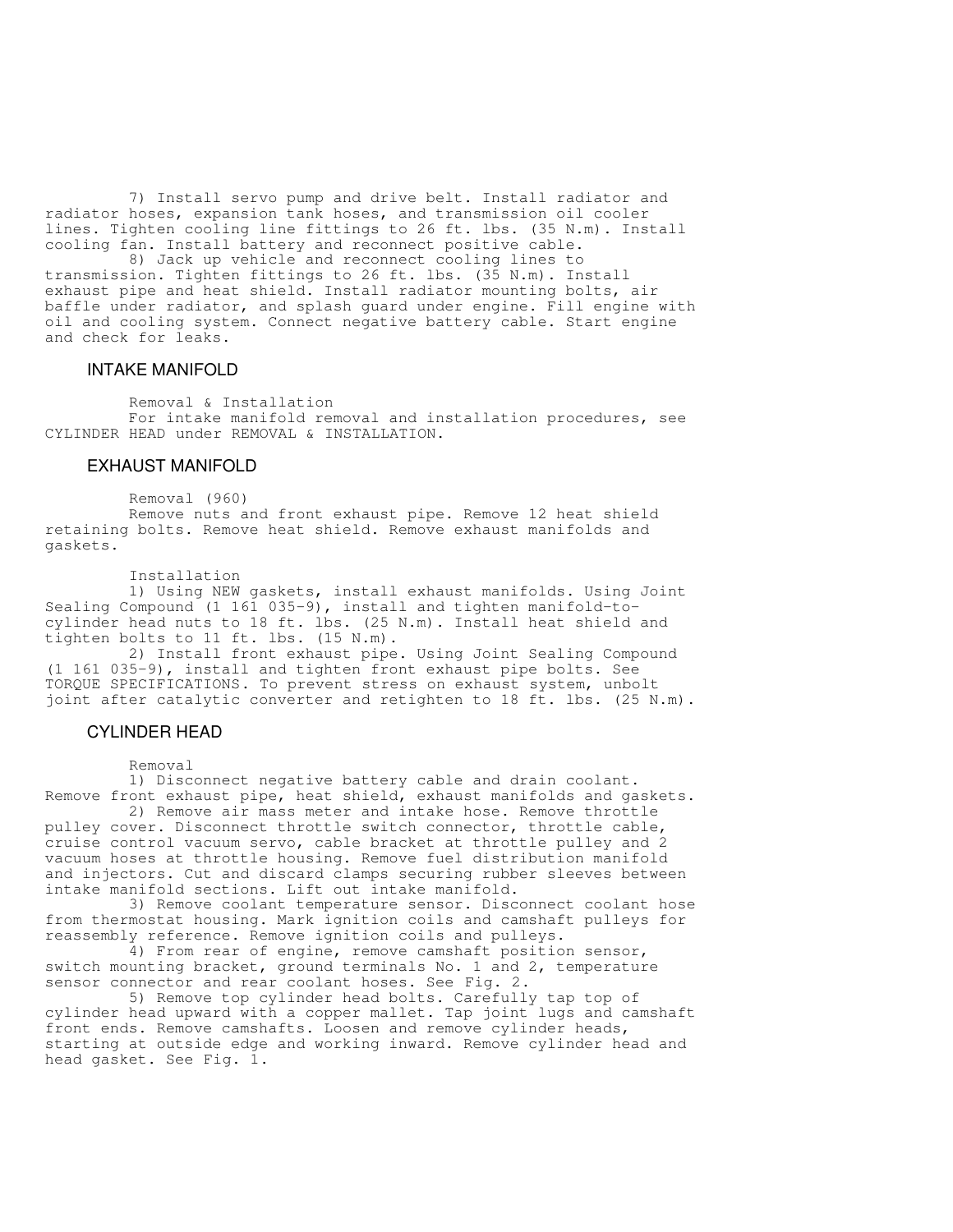7) Install servo pump and drive belt. Install radiator and radiator hoses, expansion tank hoses, and transmission oil cooler lines. Tighten cooling line fittings to 26 ft. lbs. (35 N.m). Install cooling fan. Install battery and reconnect positive cable.

8) Jack up vehicle and reconnect cooling lines to transmission. Tighten fittings to 26 ft. lbs. (35 N.m). Install exhaust pipe and heat shield. Install radiator mounting bolts, air baffle under radiator, and splash guard under engine. Fill engine with oil and cooling system. Connect negative battery cable. Start engine and check for leaks.

## INTAKE MANIFOLD

Removal & Installation

For intake manifold removal and installation procedures, see CYLINDER HEAD under REMOVAL & INSTALLATION.

## EXHAUST MANIFOLD

Removal (960)

Remove nuts and front exhaust pipe. Remove 12 heat shield retaining bolts. Remove heat shield. Remove exhaust manifolds and gaskets.

Installation

1) Using NEW gaskets, install exhaust manifolds. Using Joint Sealing Compound (1 161 035-9), install and tighten manifold-to-cylinder head nuts to 18 ft. lbs. (25 N.m). Install heat shield and tighten bolts to 11 ft. lbs. (15 N.m).

2) Install front exhaust pipe. Using Joint Sealing Compound (1 161 035-9), install and tighten front exhaust pipe bolts. See TORQUE SPECIFICATIONS. To prevent stress on exhaust system, unbolt joint after catalytic converter and retighten to 18 ft. lbs. (25 N.m).

## CYLINDER HEAD

Removal

1) Disconnect negative battery cable and drain coolant. Remove front exhaust pipe, heat shield, exhaust manifolds and gaskets.

2) Remove air mass meter and intake hose. Remove throttle pulley cover. Disconnect throttle switch connector, throttle cable, cruise control vacuum servo, cable bracket at throttle pulley and 2 vacuum hoses at throttle housing. Remove fuel distribution manifold and injectors. Cut and discard clamps securing rubber sleeves between intake manifold sections. Lift out intake manifold.

3) Remove coolant temperature sensor. Disconnect coolant hose from thermostat housing. Mark ignition coils and camshaft pulleys for reassembly reference. Remove ignition coils and pulleys.

4) From rear of engine, remove camshaft position sensor, switch mounting bracket, ground terminals No. 1 and 2, temperature sensor connector and rear coolant hoses. See Fig. 2.

5) Remove top cylinder head bolts. Carefully tap top of cylinder head upward with a copper mallet. Tap joint lugs and camshaft front ends. Remove camshafts. Loosen and remove cylinder heads, starting at outside edge and working inward. Remove cylinder head and head gasket. See Fig. 1.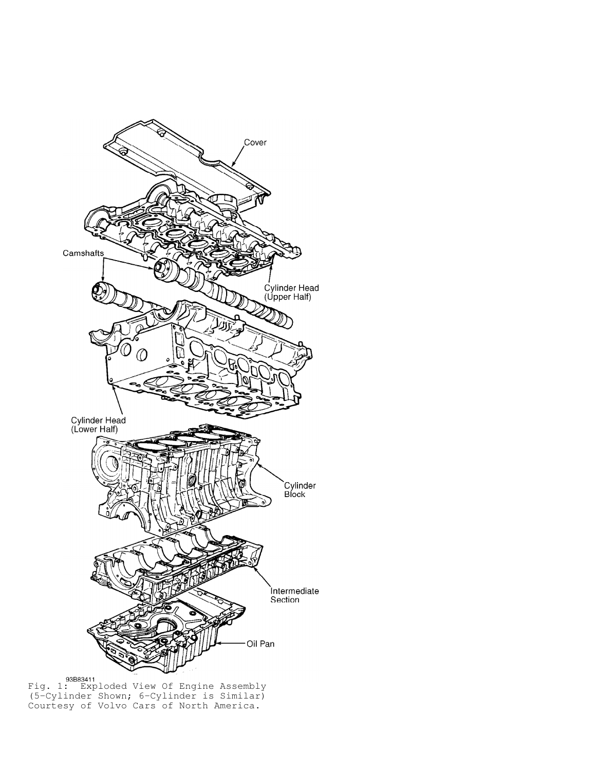Fig. 1: Exploded View Of Engine Assembly
(5-Cylinder Shown; 6-Cylinder is Similar)
Courtesy of Volvo Cars of North America.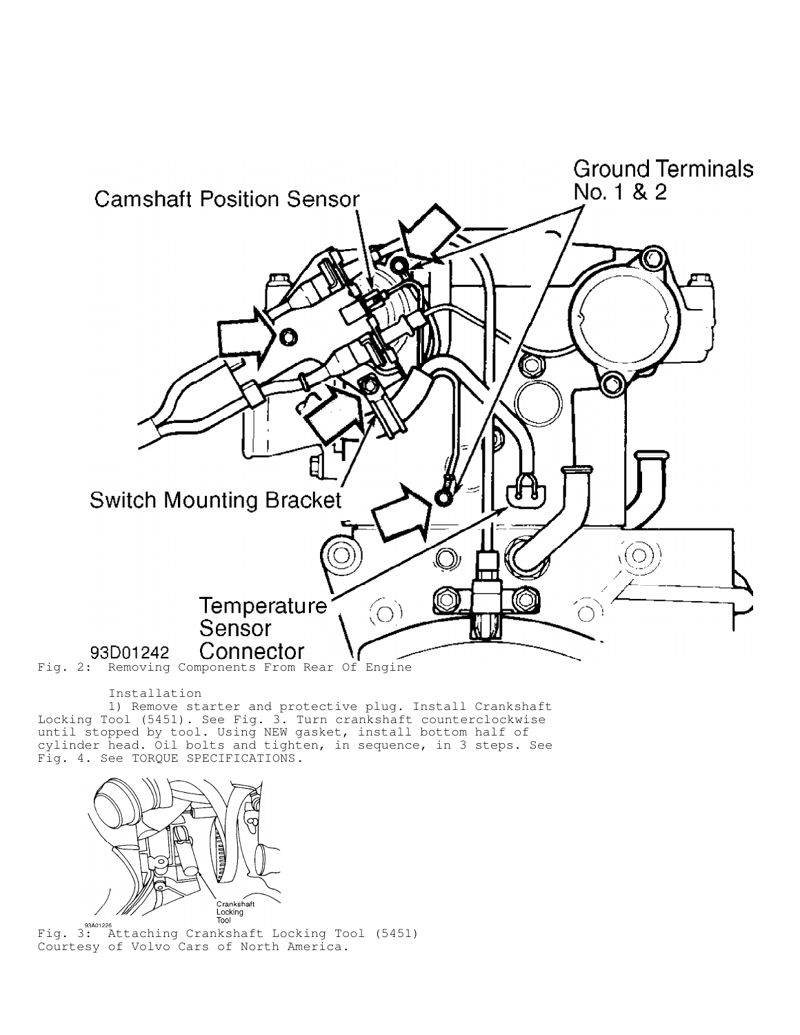Fig. 2: Removing Components From Rear Of Engine

Installation

1) Remove starter and protective plug. Install Crankshaft Locking Tool (5451). See Fig. 3. Turn crankshaft counterclockwise until stopped by tool. Using NEW gasket, install bottom half of cylinder head. Oil bolts and tighten, in sequence, in 3 steps. See Fig. 4. See TORQUE SPECIFICATIONS.

Fig. 3: Attaching Crankshaft Locking Tool (5451)
Courtesy of Volvo Cars of North America.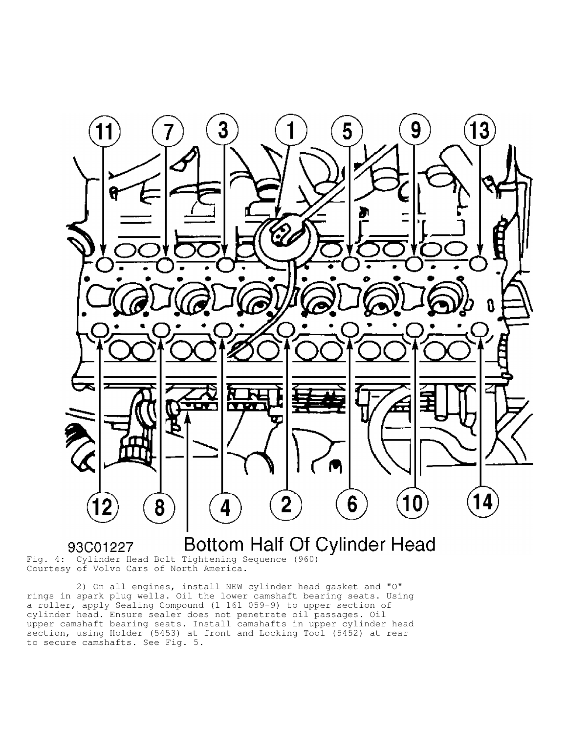Fig. 4: Cylinder Head Bolt Tightening Sequence (960)
Courtesy of Volvo Cars of North America.

2) On all engines, install NEW cylinder head gasket and "O" rings in spark plug wells. Oil the lower camshaft bearing seats. Using a roller, apply Sealing Compound (1 161 059-9) to upper section of cylinder head. Ensure sealer does not penetrate oil passages. Oil upper camshaft bearing seats. Install camshafts in upper cylinder head section, using Holder (5453) at front and Locking Tool (5452) at rear to secure camshafts. See Fig. 5.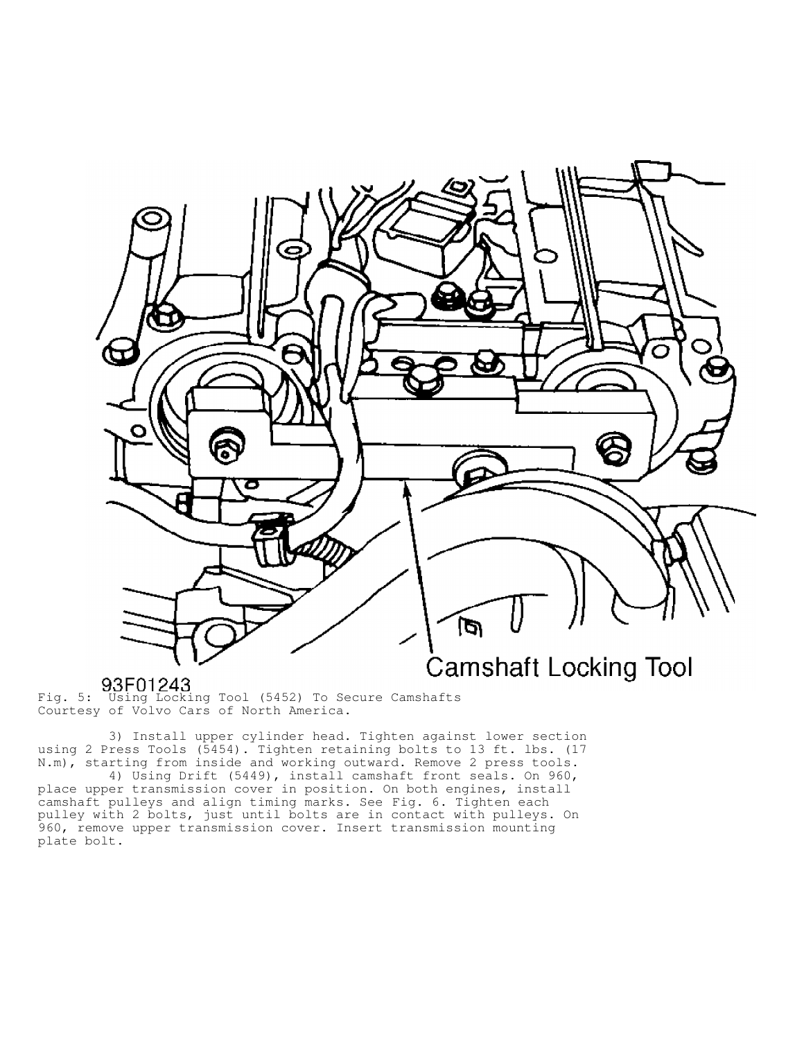93F01243

Fig. 5: Using Locking Tool (5452) To Secure Camshafts
Courtesy of Volvo Cars of North America.

3) Install upper cylinder head. Tighten against lower section using 2 Press Tools (5454). Tighten retaining bolts to 13 ft. lbs. (17 N.m), starting from inside and working outward. Remove 2 press tools.

4) Using Drift (5449), install camshaft front seals. On 960, place upper transmission cover in position. On both engines, install camshaft pulleys and align timing marks. See Fig. 6. Tighten each pulley with 2 bolts, just until bolts are in contact with pulleys. On 960, remove upper transmission cover. Insert transmission mounting plate bolt.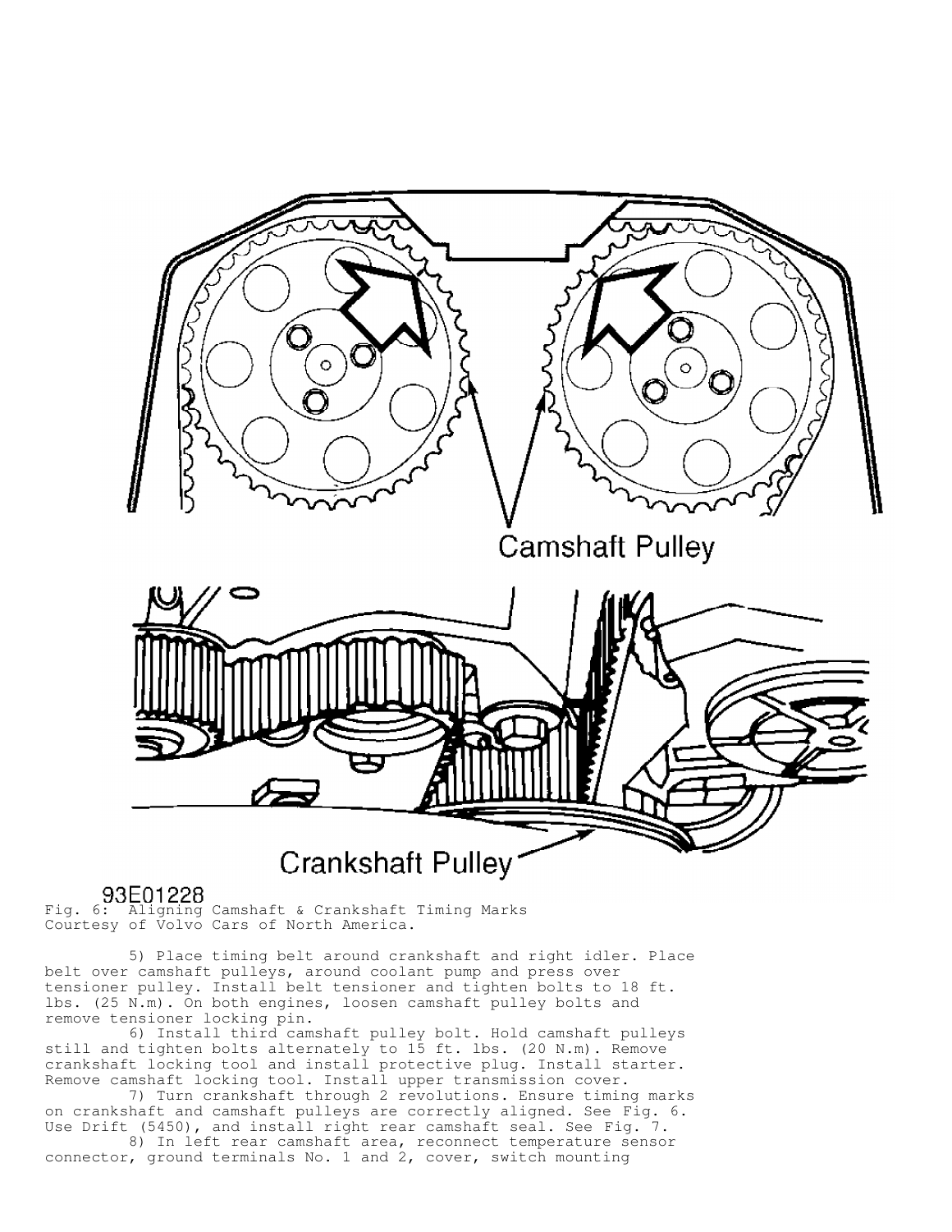Fig. 6: Aligning Camshaft & Crankshaft Timing Marks
Courtesy of Volvo Cars of North America.

5) Place timing belt around crankshaft and right idler. Place belt over camshaft pulleys, around coolant pump and press over tensioner pulley. Install belt tensioner and tighten bolts to 18 ft. lbs. (25 N.m). On both engines, loosen camshaft pulley bolts and remove tensioner locking pin.

6) Install third camshaft pulley bolt. Hold camshaft pulleys still and tighten bolts alternately to 15 ft. lbs. (20 N.m). Remove crankshaft locking tool and install protective plug. Install starter. Remove camshaft locking tool. Install upper transmission cover.

7) Turn crankshaft through 2 revolutions. Ensure timing marks on crankshaft and camshaft pulleys are correctly aligned. See Fig. 6. Use Drift (5450), and install right rear camshaft seal. See Fig. 7.

8) In left rear camshaft area, reconnect temperature sensor connector, ground terminals No. 1 and 2, cover, switch mounting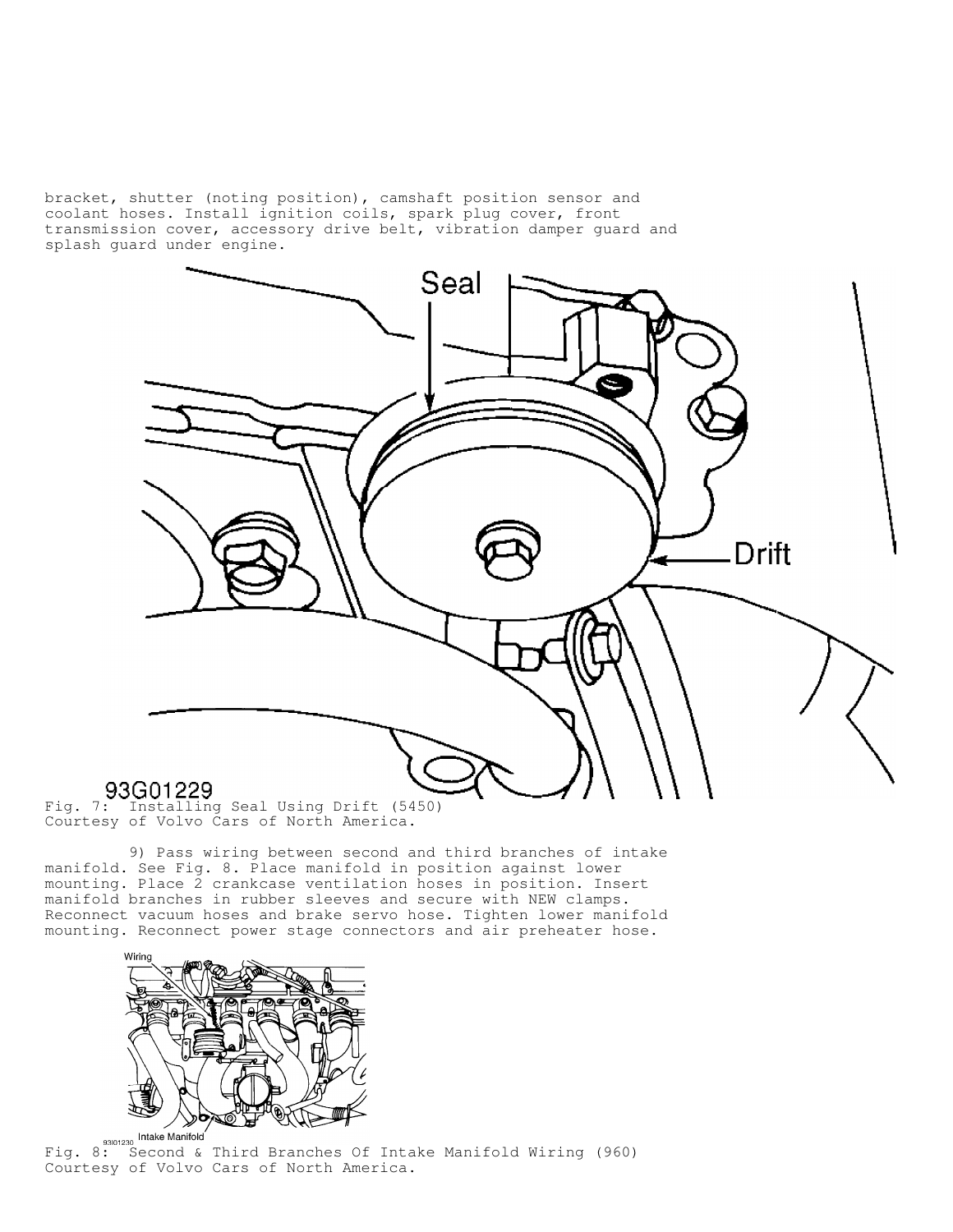bracket, shutter (noting position), camshaft position sensor and coolant hoses. Install ignition coils, spark plug cover, front transmission cover, accessory drive belt, vibration damper guard and splash guard under engine.

Fig. 7: Installing Seal Using Drift (5450)
Courtesy of Volvo Cars of North America.

9) Pass wiring between second and third branches of intake manifold. See Fig. 8. Place manifold in position against lower mounting. Place 2 crankcase ventilation hoses in position. Insert manifold branches in rubber sleeves and secure with NEW clamps. Reconnect vacuum hoses and brake servo hose. Tighten lower manifold mounting. Reconnect power stage connectors and air preheater hose.

Fig. 8: Second & Third Branches Of Intake Manifold Wiring (960)
Courtesy of Volvo Cars of North America.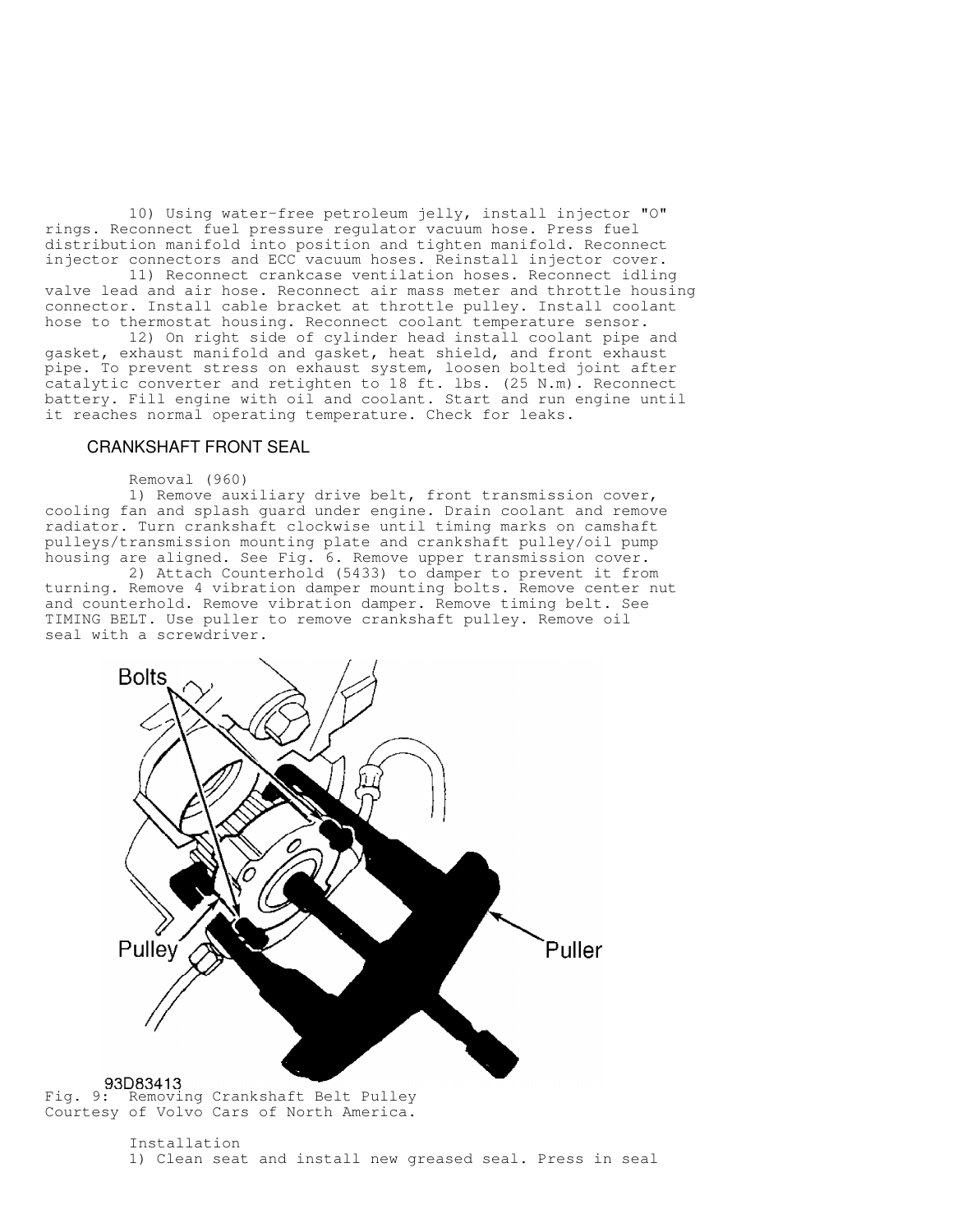10) Using water-free petroleum jelly, install injector "O" rings. Reconnect fuel pressure regulator vacuum hose. Press fuel distribution manifold into position and tighten manifold. Reconnect injector connectors and ECC vacuum hoses. Reinstall injector cover.

11) Reconnect crankcase ventilation hoses. Reconnect idling valve lead and air hose. Reconnect air mass meter and throttle housing connector. Install cable bracket at throttle pulley. Install coolant hose to thermostat housing. Reconnect coolant temperature sensor.

12) On right side of cylinder head install coolant pipe and gasket, exhaust manifold and gasket, heat shield, and front exhaust pipe. To prevent stress on exhaust system, loosen bolted joint after catalytic converter and retighten to 18 ft. lbs. (25 N.m). Reconnect battery. Fill engine with oil and coolant. Start and run engine until it reaches normal operating temperature. Check for leaks.

## CRANKSHAFT FRONT SEAL

Removal (960)

1) Remove auxiliary drive belt, front transmission cover, cooling fan and splash guard under engine. Drain coolant and remove radiator. Turn crankshaft clockwise until timing marks on camshaft pulleys/transmission mounting plate and crankshaft pulley/oil pump housing are aligned. See Fig. 6. Remove upper transmission cover.

2) Attach Counterhold (5433) to damper to prevent it from turning. Remove 4 vibration damper mounting bolts. Remove center nut and counterhold. Remove vibration damper. Remove timing belt. See TIMING BELT. Use puller to remove crankshaft pulley. Remove oil seal with a screwdriver.

Fig. 9: Removing Crankshaft Belt Pulley
Courtesy of Volvo Cars of North America.

Installation

1) Clean seat and install new greased seal. Press in seal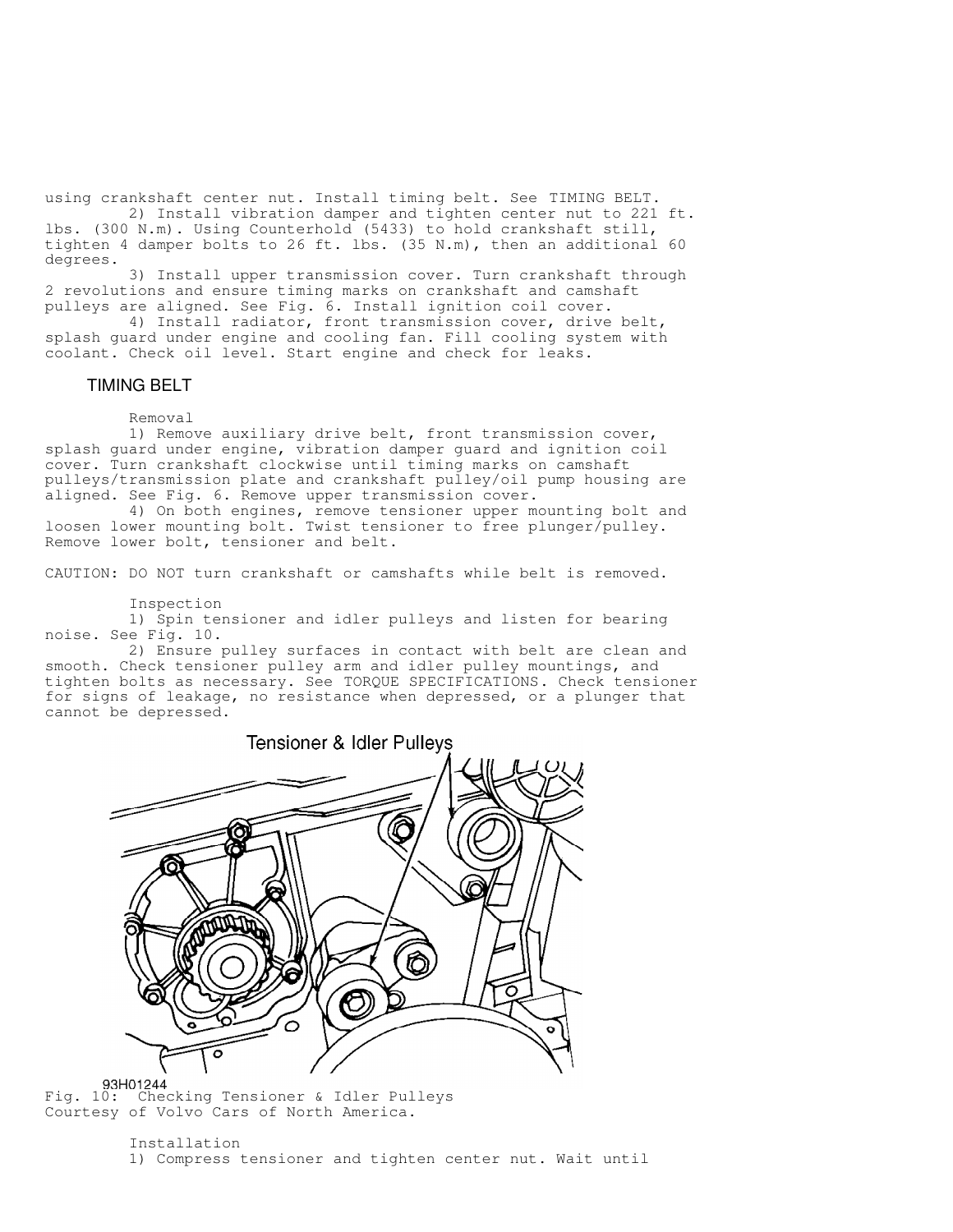using crankshaft center nut. Install timing belt. See TIMING BELT.

2) Install vibration damper and tighten center nut to 221 ft. lbs. (300 N.m). Using Counterhold (5433) to hold crankshaft still, tighten 4 damper bolts to 26 ft. lbs. (35 N.m), then an additional 60 degrees.

3) Install upper transmission cover. Turn crankshaft through 2 revolutions and ensure timing marks on crankshaft and camshaft pulleys are aligned. See Fig. 6. Install ignition coil cover.

4) Install radiator, front transmission cover, drive belt, splash guard under engine and cooling fan. Fill cooling system with coolant. Check oil level. Start engine and check for leaks.

## TIMING BELT

### Removal

1) Remove auxiliary drive belt, front transmission cover, splash guard under engine, vibration damper guard and ignition coil cover. Turn crankshaft clockwise until timing marks on camshaft pulleys/transmission plate and crankshaft pulley/oil pump housing are aligned. See Fig. 6. Remove upper transmission cover.

4) On both engines, remove tensioner upper mounting bolt and loosen lower mounting bolt. Twist tensioner to free plunger/pulley. Remove lower bolt, tensioner and belt.

CAUTION: DO NOT turn crankshaft or camshafts while belt is removed.

### Inspection

1) Spin tensioner and idler pulleys and listen for bearing noise. See Fig. 10.

2) Ensure pulley surfaces in contact with belt are clean and smooth. Check tensioner pulley arm and idler pulley mountings, and tighten bolts as necessary. See TORQUE SPECIFICATIONS. Check tensioner for signs of leakage, no resistance when depressed, or a plunger that cannot be depressed.

Tensioner & Idler Pulleys

93H01244

Fig. 10: Checking Tensioner & Idler Pulleys
Courtesy of Volvo Cars of North America.

### Installation

1) Compress tensioner and tighten center nut. Wait until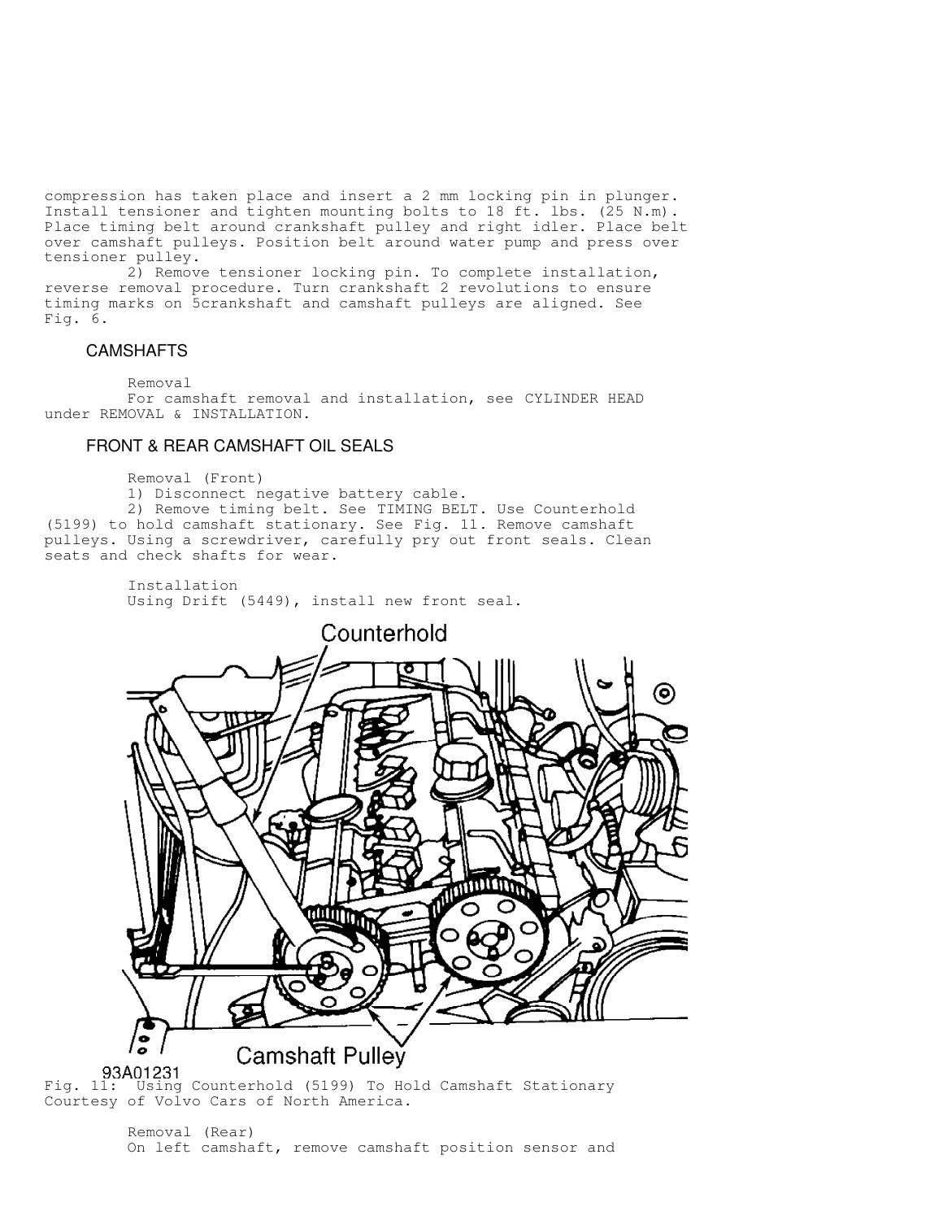compression has taken place and insert a 2 mm locking pin in plunger. Install tensioner and tighten mounting bolts to 18 ft. lbs. (25 N.m). Place timing belt around crankshaft pulley and right idler. Place belt over camshaft pulleys. Position belt around water pump and press over tensioner pulley.

2) Remove tensioner locking pin. To complete installation, reverse removal procedure. Turn crankshaft 2 revolutions to ensure timing marks on 5crankshaft and camshaft pulleys are aligned. See Fig. 6.

## CAMSHAFTS

Removal

For camshaft removal and installation, see CYLINDER HEAD under REMOVAL & INSTALLATION.

## FRONT & REAR CAMSHAFT OIL SEALS

Removal (Front)

1) Disconnect negative battery cable.

2) Remove timing belt. See TIMING BELT. Use Counterhold (5199) to hold camshaft stationary. See Fig. 11. Remove camshaft pulleys. Using a screwdriver, carefully pry out front seals. Clean seats and check shafts for wear.

Installation

Using Drift (5449), install new front seal.

Counterhold

Camshaft Pulley

93A01231

Fig. 11: Using Counterhold (5199) To Hold Camshaft Stationary
Courtesy of Volvo Cars of North America.

Removal (Rear)

On left camshaft, remove camshaft position sensor and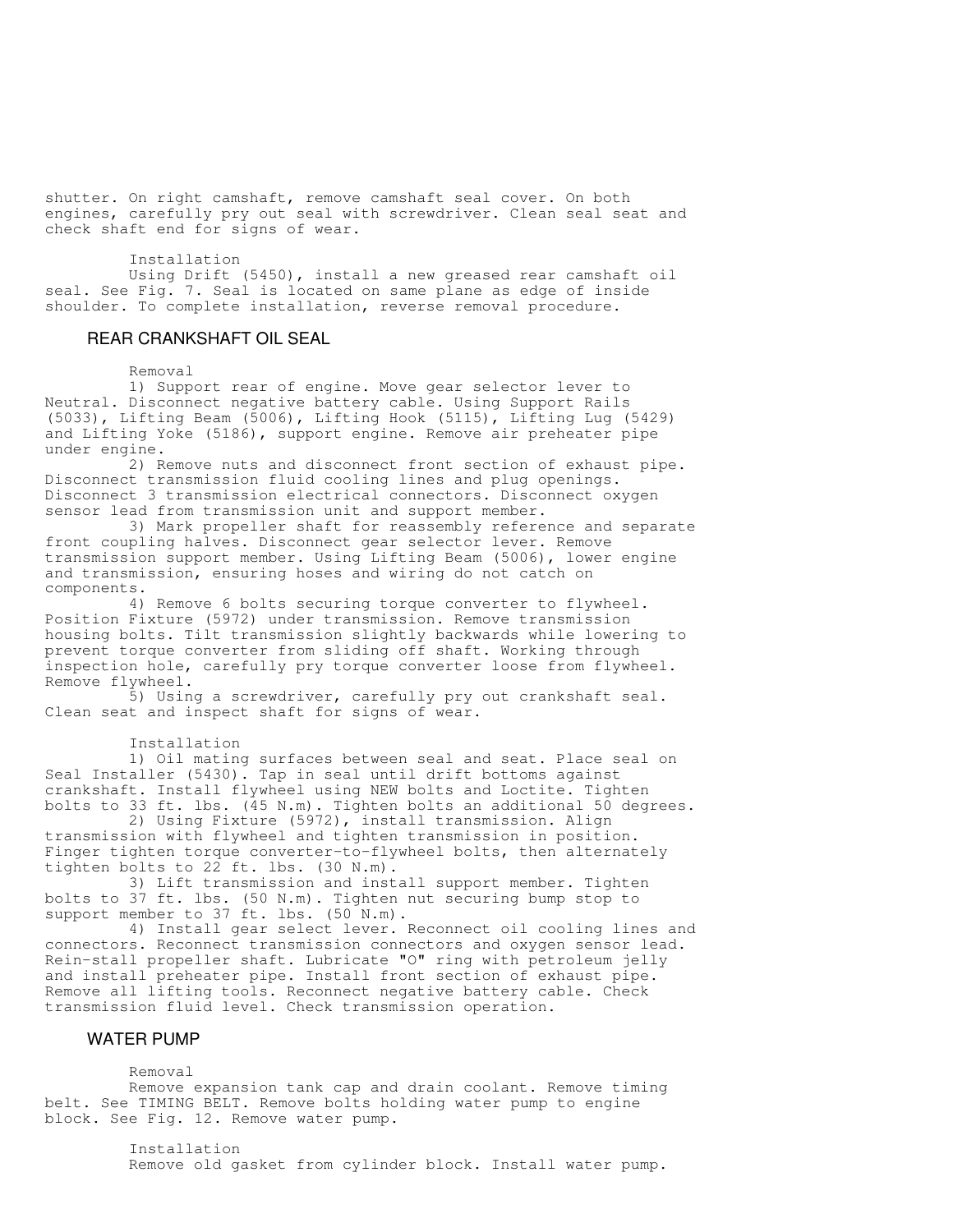shutter. On right camshaft, remove camshaft seal cover. On both engines, carefully pry out seal with screwdriver. Clean seal seat and check shaft end for signs of wear.

Installation

Using Drift (5450), install a new greased rear camshaft oil seal. See Fig. 7. Seal is located on same plane as edge of inside shoulder. To complete installation, reverse removal procedure.

## REAR CRANKSHAFT OIL SEAL

Removal

1) Support rear of engine. Move gear selector lever to Neutral. Disconnect negative battery cable. Using Support Rails (5033), Lifting Beam (5006), Lifting Hook (5115), Lifting Lug (5429) and Lifting Yoke (5186), support engine. Remove air preheater pipe under engine.

2) Remove nuts and disconnect front section of exhaust pipe. Disconnect transmission fluid cooling lines and plug openings. Disconnect 3 transmission electrical connectors. Disconnect oxygen sensor lead from transmission unit and support member.

3) Mark propeller shaft for reassembly reference and separate front coupling halves. Disconnect gear selector lever. Remove transmission support member. Using Lifting Beam (5006), lower engine and transmission, ensuring hoses and wiring do not catch on components.

4) Remove 6 bolts securing torque converter to flywheel. Position Fixture (5972) under transmission. Remove transmission housing bolts. Tilt transmission slightly backwards while lowering to prevent torque converter from sliding off shaft. Working through inspection hole, carefully pry torque converter loose from flywheel. Remove flywheel.

5) Using a screwdriver, carefully pry out crankshaft seal. Clean seat and inspect shaft for signs of wear.

Installation

1) Oil mating surfaces between seal and seat. Place seal on Seal Installer (5430). Tap in seal until drift bottoms against crankshaft. Install flywheel using NEW bolts and Loctite. Tighten bolts to 33 ft. lbs. (45 N.m). Tighten bolts an additional 50 degrees.

2) Using Fixture (5972), install transmission. Align transmission with flywheel and tighten transmission in position. Finger tighten torque converter-to-flywheel bolts, then alternately tighten bolts to 22 ft. lbs. (30 N.m).

3) Lift transmission and install support member. Tighten bolts to 37 ft. lbs. (50 N.m). Tighten nut securing bump stop to support member to 37 ft. lbs. (50 N.m).

4) Install gear select lever. Reconnect oil cooling lines and connectors. Reconnect transmission connectors and oxygen sensor lead. Rein-stall propeller shaft. Lubricate "O" ring with petroleum jelly and install preheater pipe. Install front section of exhaust pipe. Remove all lifting tools. Reconnect negative battery cable. Check transmission fluid level. Check transmission operation.

## WATER PUMP

Removal

Remove expansion tank cap and drain coolant. Remove timing belt. See TIMING BELT. Remove bolts holding water pump to engine block. See Fig. 12. Remove water pump.

Installation

Remove old gasket from cylinder block. Install water pump.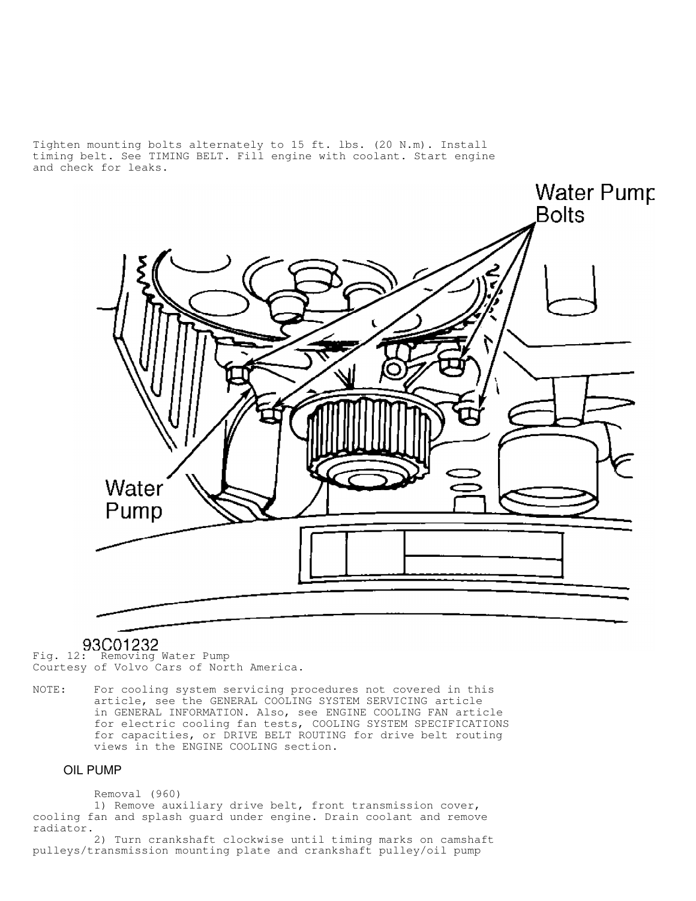Tighten mounting bolts alternately to 15 ft. lbs. (20 N.m). Install timing belt. See TIMING BELT. Fill engine with coolant. Start engine and check for leaks.

Fig. 12: Removing Water Pump
Courtesy of Volvo Cars of North America.

NOTE: For cooling system servicing procedures not covered in this article, see the GENERAL COOLING SYSTEM SERVICING article in GENERAL INFORMATION. Also, see ENGINE COOLING FAN article for electric cooling fan tests, COOLING SYSTEM SPECIFICATIONS for capacities, or DRIVE BELT ROUTING for drive belt routing views in the ENGINE COOLING section.

### OIL PUMP

Removal (960)

1) Remove auxiliary drive belt, front transmission cover, cooling fan and splash guard under engine. Drain coolant and remove radiator.

2) Turn crankshaft clockwise until timing marks on camshaft pulleys/transmission mounting plate and crankshaft pulley/oil pump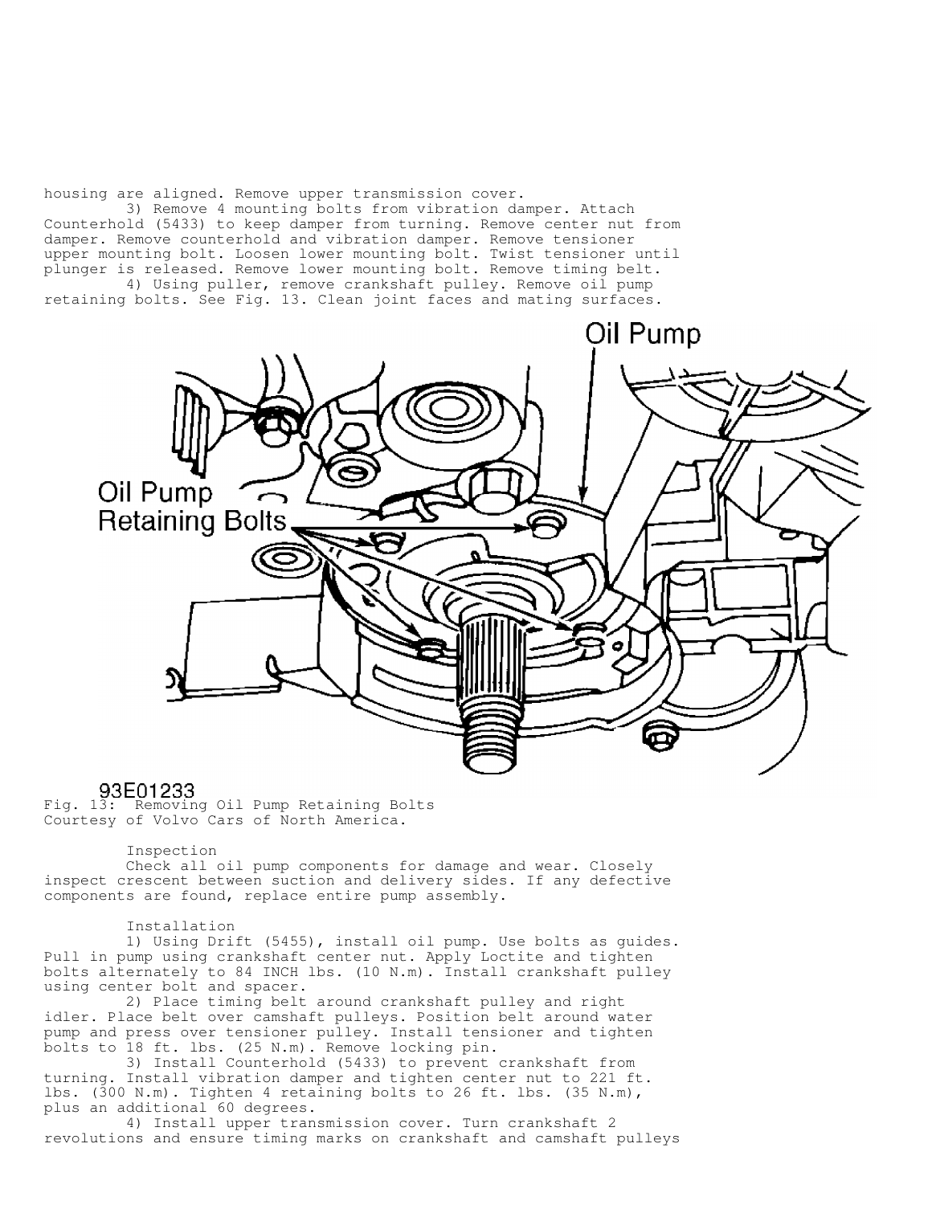housing are aligned. Remove upper transmission cover.

3) Remove 4 mounting bolts from vibration damper. Attach Counterhold (5433) to keep damper from turning. Remove center nut from damper. Remove counterhold and vibration damper. Remove tensioner upper mounting bolt. Loosen lower mounting bolt. Twist tensioner until plunger is released. Remove lower mounting bolt. Remove timing belt.

4) Using puller, remove crankshaft pulley. Remove oil pump retaining bolts. See Fig. 13. Clean joint faces and mating surfaces.

93E01233

Fig. 13: Removing Oil Pump Retaining Bolts
Courtesy of Volvo Cars of North America.

Inspection

Check all oil pump components for damage and wear. Closely inspect crescent between suction and delivery sides. If any defective components are found, replace entire pump assembly.

Installation

1) Using Drift (5455), install oil pump. Use bolts as guides. Pull in pump using crankshaft center nut. Apply Loctite and tighten bolts alternately to 84 INCH lbs. (10 N.m). Install crankshaft pulley using center bolt and spacer.

2) Place timing belt around crankshaft pulley and right idler. Place belt over camshaft pulleys. Position belt around water pump and press over tensioner pulley. Install tensioner and tighten bolts to 18 ft. lbs. (25 N.m). Remove locking pin.

3) Install Counterhold (5433) to prevent crankshaft from turning. Install vibration damper and tighten center nut to 221 ft. lbs. (300 N.m). Tighten 4 retaining bolts to 26 ft. lbs. (35 N.m), plus an additional 60 degrees.

4) Install upper transmission cover. Turn crankshaft 2 revolutions and ensure timing marks on crankshaft and camshaft pulleys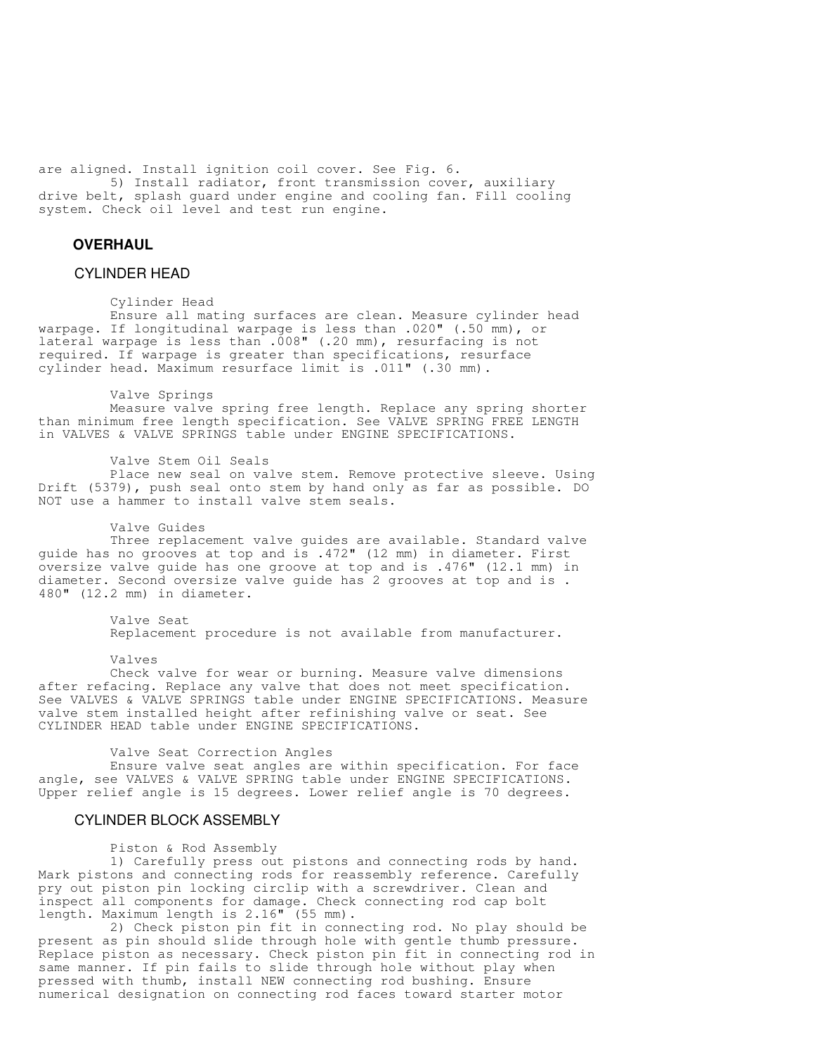are aligned. Install ignition coil cover. See Fig. 6.

5) Install radiator, front transmission cover, auxiliary drive belt, splash guard under engine and cooling fan. Fill cooling system. Check oil level and test run engine.

## OVERHAUL

### CYLINDER HEAD

Cylinder Head

Ensure all mating surfaces are clean. Measure cylinder head warpage. If longitudinal warpage is less than .020" (.50 mm), or lateral warpage is less than .008" (.20 mm), resurfacing is not required. If warpage is greater than specifications, resurface cylinder head. Maximum resurface limit is .011" (.30 mm).

Valve Springs

Measure valve spring free length. Replace any spring shorter than minimum free length specification. See VALVE SPRING FREE LENGTH in VALVES & VALVE SPRINGS table under ENGINE SPECIFICATIONS.

Valve Stem Oil Seals

Place new seal on valve stem. Remove protective sleeve. Using Drift (5379), push seal onto stem by hand only as far as possible. DO NOT use a hammer to install valve stem seals.

Valve Guides

Three replacement valve guides are available. Standard valve guide has no grooves at top and is .472" (12 mm) in diameter. First oversize valve guide has one groove at top and is .476" (12.1 mm) in diameter. Second oversize valve guide has 2 grooves at top and is .480" (12.2 mm) in diameter.

Valve Seat

Replacement procedure is not available from manufacturer.

Valves

Check valve for wear or burning. Measure valve dimensions after refacing. Replace any valve that does not meet specification. See VALVES & VALVE SPRINGS table under ENGINE SPECIFICATIONS. Measure valve stem installed height after refinishing valve or seat. See CYLINDER HEAD table under ENGINE SPECIFICATIONS.

Valve Seat Correction Angles

Ensure valve seat angles are within specification. For face angle, see VALVES & VALVE SPRING table under ENGINE SPECIFICATIONS. Upper relief angle is 15 degrees. Lower relief angle is 70 degrees.

### CYLINDER BLOCK ASSEMBLY

Piston & Rod Assembly

1) Carefully press out pistons and connecting rods by hand. Mark pistons and connecting rods for reassembly reference. Carefully pry out piston pin locking circlip with a screwdriver. Clean and inspect all components for damage. Check connecting rod cap bolt length. Maximum length is 2.16" (55 mm).

2) Check piston pin fit in connecting rod. No play should be present as pin should slide through hole with gentle thumb pressure. Replace piston as necessary. Check piston pin fit in connecting rod in same manner. If pin fails to slide through hole without play when pressed with thumb, install NEW connecting rod bushing. Ensure numerical designation on connecting rod faces toward starter motor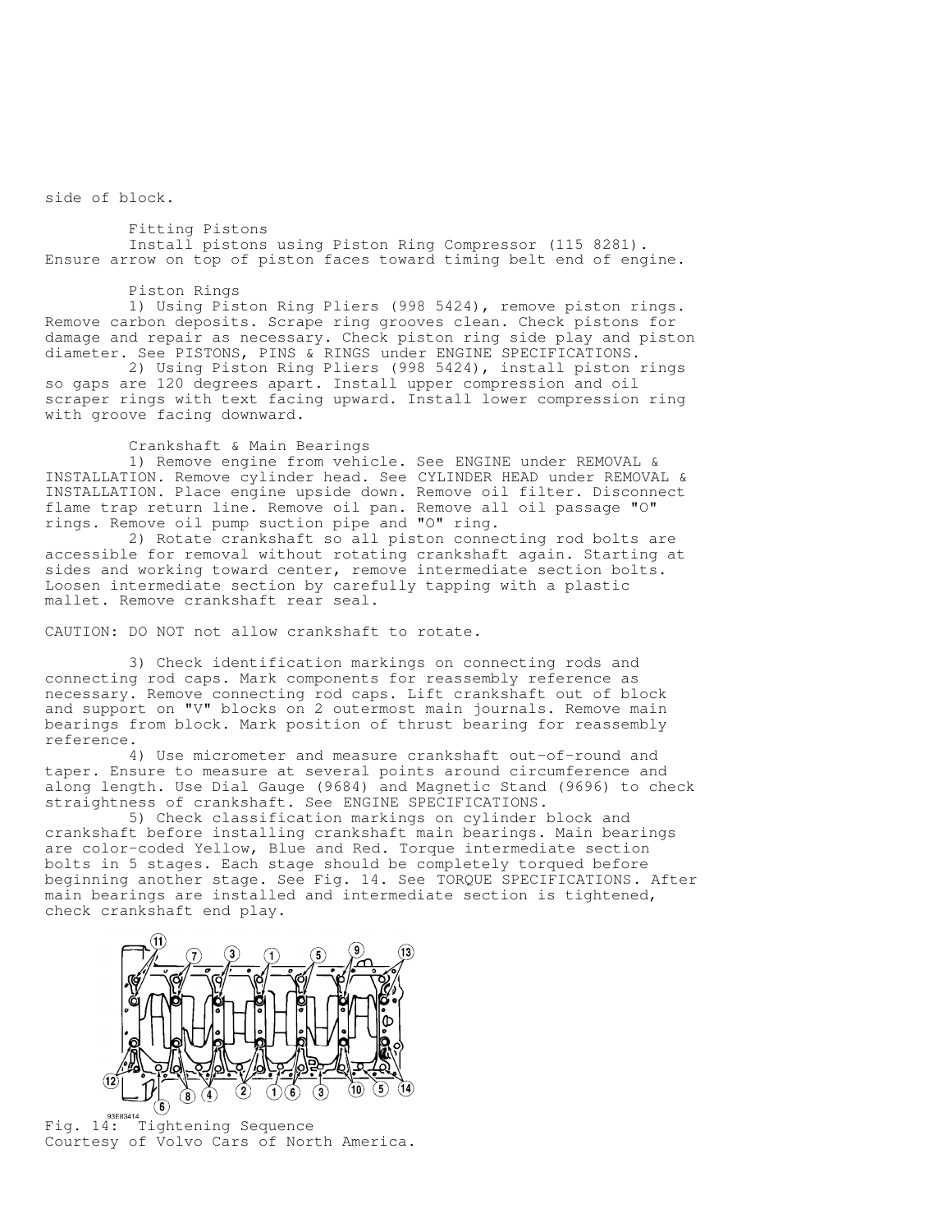side of block.

### Fitting Pistons

Install pistons using Piston Ring Compressor (115 8281). Ensure arrow on top of piston faces toward timing belt end of engine.

### Piston Rings

1) Using Piston Ring Pliers (998 5424), remove piston rings. Remove carbon deposits. Scrape ring grooves clean. Check pistons for damage and repair as necessary. Check piston ring side play and piston diameter. See PISTONS, PINS & RINGS under ENGINE SPECIFICATIONS.

2) Using Piston Ring Pliers (998 5424), install piston rings so gaps are 120 degrees apart. Install upper compression and oil scraper rings with text facing upward. Install lower compression ring with groove facing downward.

### Crankshaft & Main Bearings

1) Remove engine from vehicle. See ENGINE under REMOVAL & INSTALLATION. Remove cylinder head. See CYLINDER HEAD under REMOVAL & INSTALLATION. Place engine upside down. Remove oil filter. Disconnect flame trap return line. Remove oil pan. Remove all oil passage "O" rings. Remove oil pump suction pipe and "O" ring.

2) Rotate crankshaft so all piston connecting rod bolts are accessible for removal without rotating crankshaft again. Starting at sides and working toward center, remove intermediate section bolts. Loosen intermediate section by carefully tapping with a plastic mallet. Remove crankshaft rear seal.

CAUTION: DO NOT not allow crankshaft to rotate.

3) Check identification markings on connecting rods and connecting rod caps. Mark components for reassembly reference as necessary. Remove connecting rod caps. Lift crankshaft out of block and support on "V" blocks on 2 outermost main journals. Remove main bearings from block. Mark position of thrust bearing for reassembly reference.

4) Use micrometer and measure crankshaft out-of-round and taper. Ensure to measure at several points around circumference and along length. Use Dial Gauge (9684) and Magnetic Stand (9696) to check straightness of crankshaft. See ENGINE SPECIFICATIONS.

5) Check classification markings on cylinder block and crankshaft before installing crankshaft main bearings. Main bearings are color-coded Yellow, Blue and Red. Torque intermediate section bolts in 5 stages. Each stage should be completely torqued before beginning another stage. See Fig. 14. See TORQUE SPECIFICATIONS. After main bearings are installed and intermediate section is tightened, check crankshaft end play.

Fig. 14: Tightening Sequence
Courtesy of Volvo Cars of North America.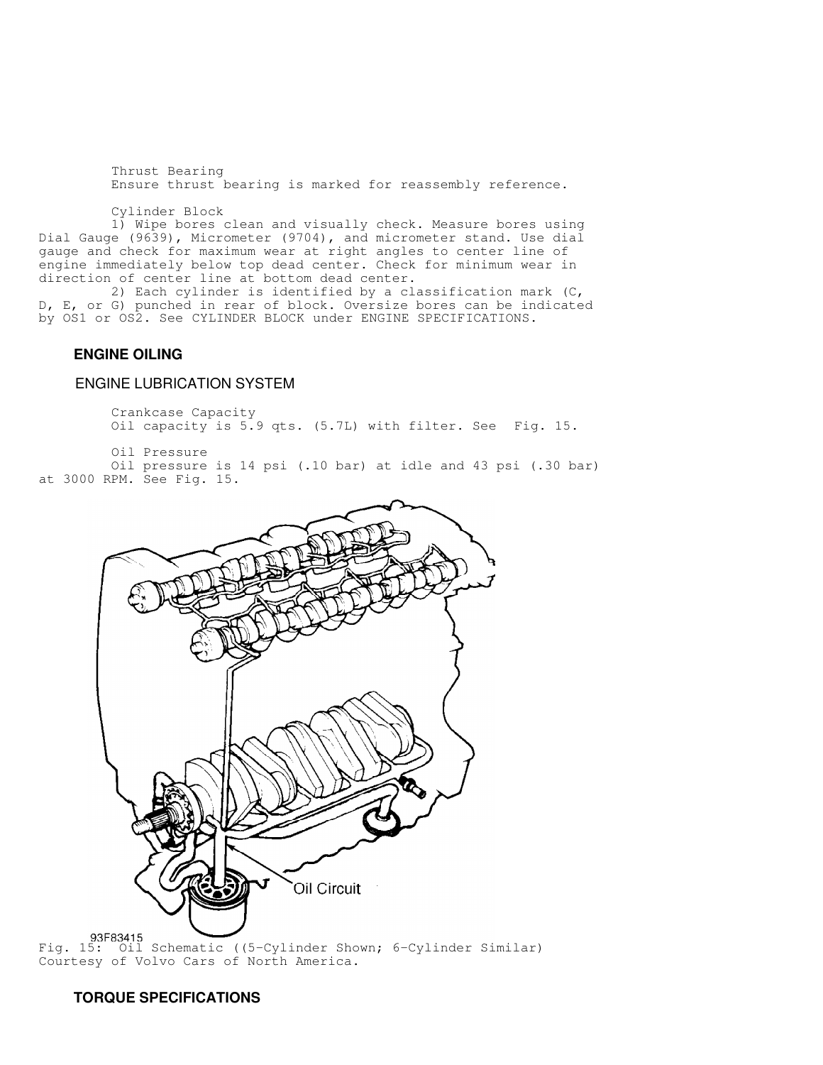Thrust Bearing

Ensure thrust bearing is marked for reassembly reference.

Cylinder Block

1) Wipe bores clean and visually check. Measure bores using Dial Gauge (9639), Micrometer (9704), and micrometer stand. Use dial gauge and check for maximum wear at right angles to center line of engine immediately below top dead center. Check for minimum wear in direction of center line at bottom dead center.

2) Each cylinder is identified by a classification mark (C, D, E, or G) punched in rear of block. Oversize bores can be indicated by OS1 or OS2. See CYLINDER BLOCK under ENGINE SPECIFICATIONS.

## ENGINE OILING

### ENGINE LUBRICATION SYSTEM

Crankcase Capacity

Oil capacity is 5.9 qts. (5.7L) with filter. See Fig. 15.

Oil Pressure

Oil pressure is 14 psi (.10 bar) at idle and 43 psi (.30 bar) at 3000 RPM. See Fig. 15.

Oil Circuit

93F83415

Fig. 15: Oil Schematic ((5-Cylinder Shown; 6-Cylinder Similar)
Courtesy of Volvo Cars of North America.

## TORQUE SPECIFICATIONS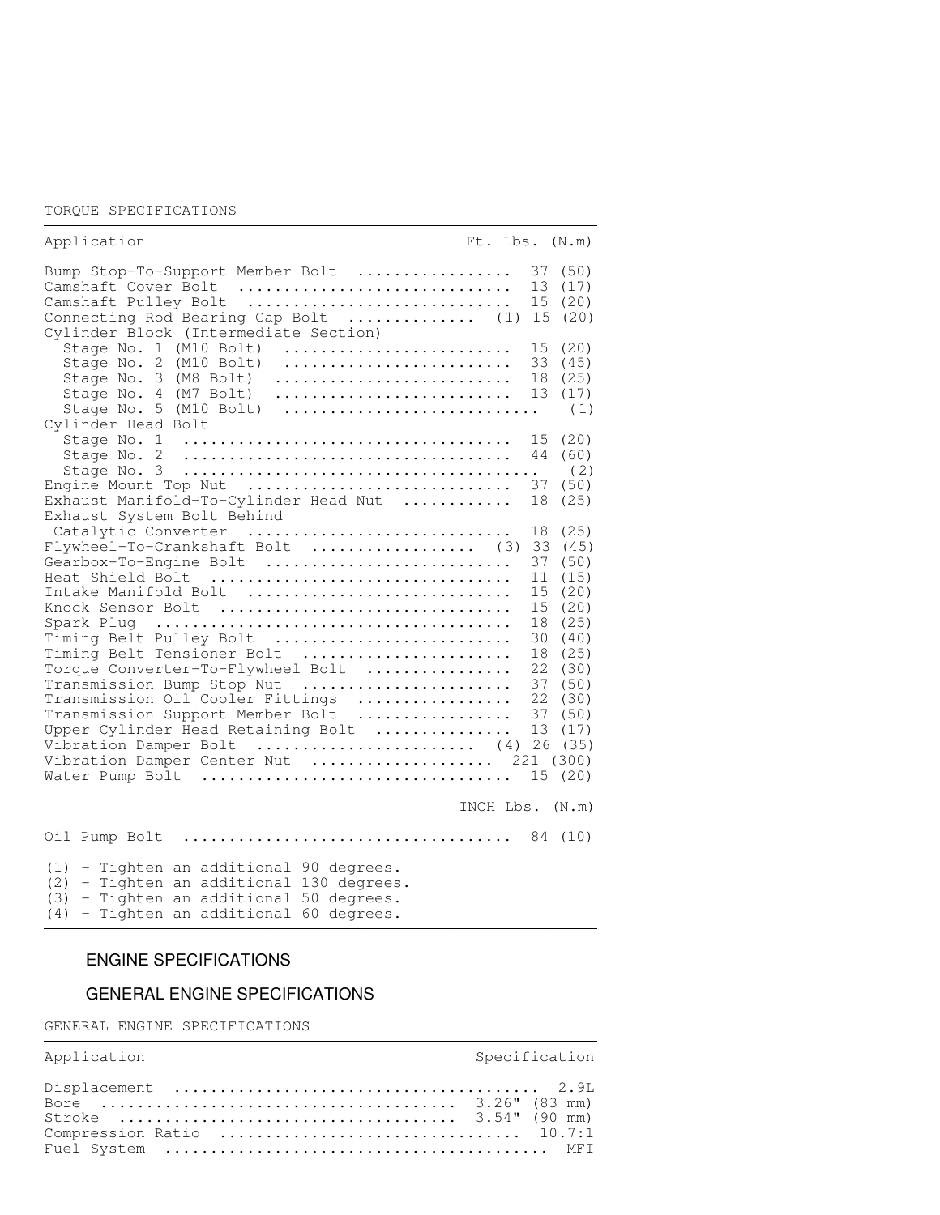TORQUE SPECIFICATIONS

| Application | Ft. Lbs. (N.m) |
| --- | --- |
| Bump Stop-To-Support Member Bolt | 37 (50) |
| Camshaft Cover Bolt | 13 (17) |
| Camshaft Pulley Bolt | 15 (20) |
| Connecting Rod Bearing Cap Bolt | (1) 15 (20) |
| Cylinder Block (Intermediate Section) | |
| Stage No. 1 (M10 Bolt) | 15 (20) |
| Stage No. 2 (M10 Bolt) | 33 (45) |
| Stage No. 3 (M8 Bolt) | 18 (25) |
| Stage No. 4 (M7 Bolt) | 13 (17) |
| Stage No. 5 (M10 Bolt) | (1) |
| Cylinder Head Bolt | |
| Stage No. 1 | 15 (20) |
| Stage No. 2 | 44 (60) |
| Stage No. 3 | (2) |
| Engine Mount Top Nut | 37 (50) |
| Exhaust Manifold-To-Cylinder Head Nut | 18 (25) |
| Exhaust System Bolt Behind Catalytic Converter | 18 (25) |
| Flywheel-To-Crankshaft Bolt | (3) 33 (45) |
| Gearbox-To-Engine Bolt | 37 (50) |
| Heat Shield Bolt | 11 (15) |
| Intake Manifold Bolt | 15 (20) |
| Knock Sensor Bolt | 15 (20) |
| Spark Plug | 18 (25) |
| Timing Belt Pulley Bolt | 30 (40) |
| Timing Belt Tensioner Bolt | 18 (25) |
| Torque Converter-To-Flywheel Bolt | 22 (30) |
| Transmission Bump Stop Nut | 37 (50) |
| Transmission Oil Cooler Fittings | 22 (30) |
| Transmission Support Member Bolt | 37 (50) |
| Upper Cylinder Head Retaining Bolt | 13 (17) |
| Vibration Damper Bolt | (4) 26 (35) |
| Vibration Damper Center Nut | 221 (300) |
| Water Pump Bolt | 15 (20) |
| | **INCH Lbs. (N.m)** |
| Oil Pump Bolt | 84 (10) |

(1) - Tighten an additional 90 degrees.
(2) - Tighten an additional 130 degrees.
(3) - Tighten an additional 50 degrees.
(4) - Tighten an additional 60 degrees.

## ENGINE SPECIFICATIONS

### GENERAL ENGINE SPECIFICATIONS

GENERAL ENGINE SPECIFICATIONS

| Application | Specification |
| --- | --- |
| Displacement | 2.9L |
| Bore | 3.26" (83 mm) |
| Stroke | 3.54" (90 mm) |
| Compression Ratio | 10.7:1 |
| Fuel System | MFI |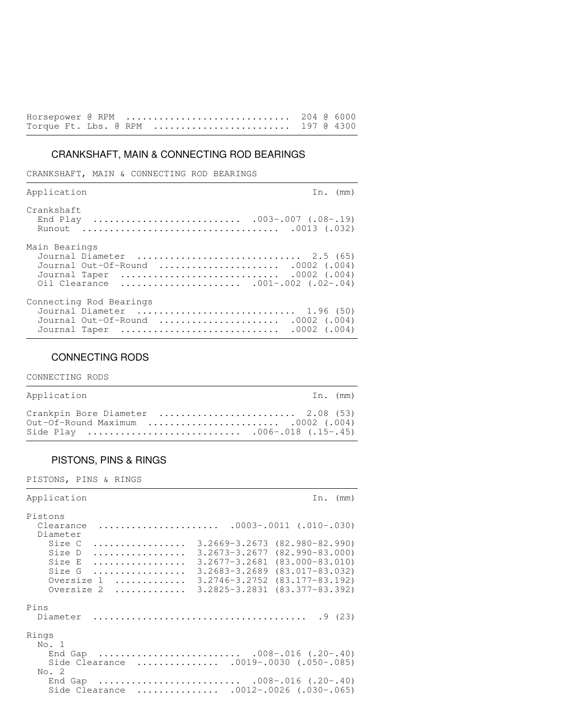| | |
|---|---|
| Horsepower @ RPM | 204 @ 6000 |
| Torque Ft. Lbs. @ RPM | 197 @ 4300 |

## CRANKSHAFT, MAIN & CONNECTING ROD BEARINGS

CRANKSHAFT, MAIN & CONNECTING ROD BEARINGS

| Application | In. (mm) |
|---|---|
| **Crankshaft** | |
| End Play | .003-.007 (.08-.19) |
| Runout | .0013 (.032) |
| **Main Bearings** | |
| Journal Diameter | 2.5 (65) |
| Journal Out-Of-Round | .0002 (.004) |
| Journal Taper | .0002 (.004) |
| Oil Clearance | .001-.002 (.02-.04) |
| **Connecting Rod Bearings** | |
| Journal Diameter | 1.96 (50) |
| Journal Out-Of-Round | .0002 (.004) |
| Journal Taper | .0002 (.004) |

## CONNECTING RODS

CONNECTING RODS

| Application | In. (mm) |
|---|---|
| Crankpin Bore Diameter | 2.08 (53) |
| Out-Of-Round Maximum | .0002 (.004) |
| Side Play | .006-.018 (.15-.45) |

## PISTONS, PINS & RINGS

PISTONS, PINS & RINGS

| Application | In. (mm) |
|---|---|
| **Pistons** | |
| Clearance | .0003-.0011 (.010-.030) |
| Diameter | |
| Size C | 3.2669-3.2673 (82.980-82.990) |
| Size D | 3.2673-3.2677 (82.990-83.000) |
| Size E | 3.2677-3.2681 (83.000-83.010) |
| Size G | 3.2683-3.2689 (83.017-83.032) |
| Oversize 1 | 3.2746-3.2752 (83.177-83.192) |
| Oversize 2 | 3.2825-3.2831 (83.377-83.392) |
| **Pins** | |
| Diameter | .9 (23) |
| **Rings** | |
| No. 1 | |
| End Gap | .008-.016 (.20-.40) |
| Side Clearance | .0019-.0030 (.050-.085) |
| No. 2 | |
| End Gap | .008-.016 (.20-.40) |
| Side Clearance | .0012-.0026 (.030-.065) |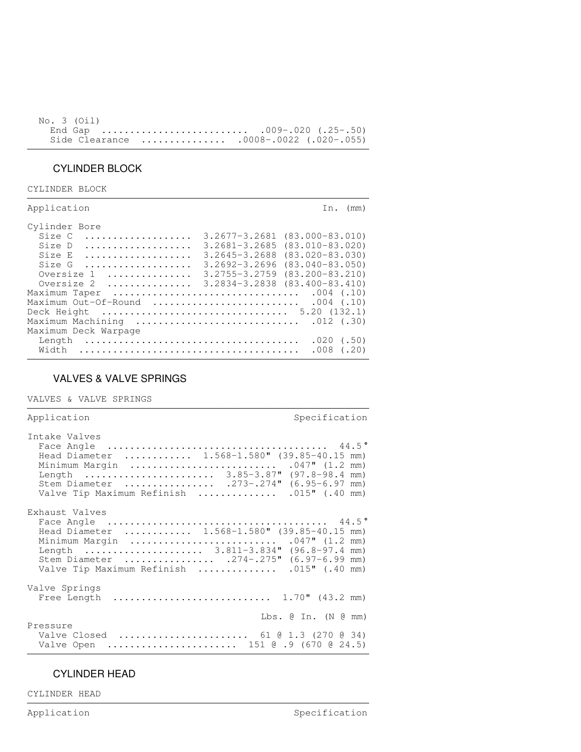| Application | In. (mm) |
| --- | --- |
| No. 3 (Oil) | |
| End Gap | .009-.020 (.25-.50) |
| Side Clearance | .0008-.0022 (.020-.055) |

## CYLINDER BLOCK

CYLINDER BLOCK

| Application | In. (mm) |
| --- | --- |
| Cylinder Bore | |
| Size C | 3.2677-3.2681 (83.000-83.010) |
| Size D | 3.2681-3.2685 (83.010-83.020) |
| Size E | 3.2645-3.2688 (83.020-83.030) |
| Size G | 3.2692-3.2696 (83.040-83.050) |
| Oversize 1 | 3.2755-3.2759 (83.200-83.210) |
| Oversize 2 | 3.2834-3.2838 (83.400-83.410) |
| Maximum Taper | .004 (.10) |
| Maximum Out-Of-Round | .004 (.10) |
| Deck Height | 5.20 (132.1) |
| Maximum Machining | .012 (.30) |
| Maximum Deck Warpage | |
| Length | .020 (.50) |
| Width | .008 (.20) |

## VALVES & VALVE SPRINGS

VALVES & VALVE SPRINGS

| Application | Specification |
| --- | --- |
| Intake Valves | |
| Face Angle | 44.5° |
| Head Diameter | 1.568-1.580" (39.85-40.15 mm) |
| Minimum Margin | .047" (1.2 mm) |
| Length | 3.85-3.87" (97.8-98.4 mm) |
| Stem Diameter | .273-.274" (6.95-6.97 mm) |
| Valve Tip Maximum Refinish | .015" (.40 mm) |
| Exhaust Valves | |
| Face Angle | 44.5° |
| Head Diameter | 1.568-1.580" (39.85-40.15 mm) |
| Minimum Margin | .047" (1.2 mm) |
| Length | 3.811-3.834" (96.8-97.4 mm) |
| Stem Diameter | .274-.275" (6.97-6.99 mm) |
| Valve Tip Maximum Refinish | .015" (.40 mm) |
| Valve Springs | |
| Free Length | 1.70" (43.2 mm) |
| | Lbs. @ In. (N @ mm) |
| Pressure | |
| Valve Closed | 61 @ 1.3 (270 @ 34) |
| Valve Open | 151 @ .9 (670 @ 24.5) |

## CYLINDER HEAD

CYLINDER HEAD

| Application | Specification |
| --- | --- |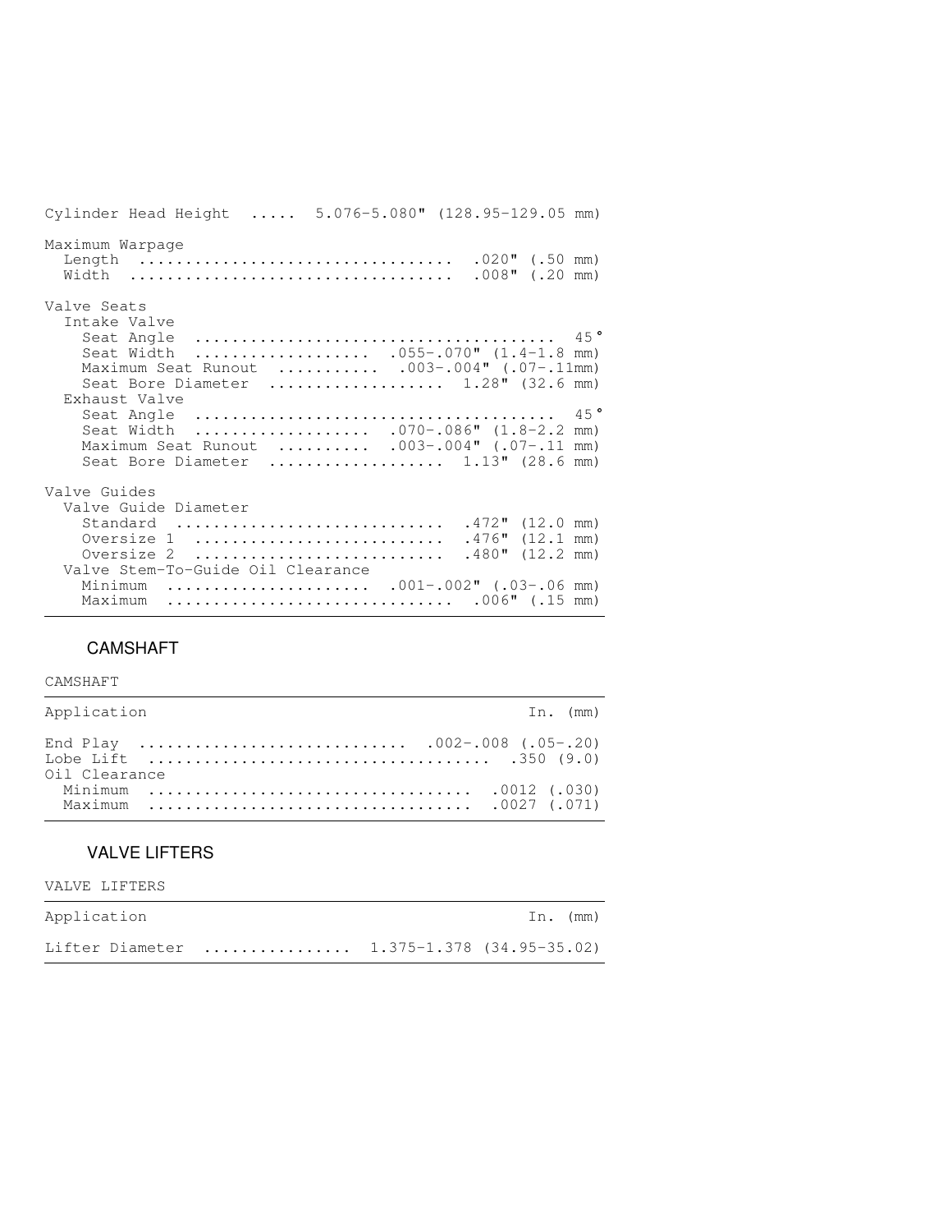| | |
|---|---|
| Cylinder Head Height | 5.076-5.080" (128.95-129.05 mm) |
| Maximum Warpage | |
| Length | .020" (.50 mm) |
| Width | .008" (.20 mm) |
| Valve Seats | |
| Intake Valve | |
| Seat Angle | 45° |
| Seat Width | .055-.070" (1.4-1.8 mm) |
| Maximum Seat Runout | .003-.004" (.07-.11mm) |
| Seat Bore Diameter | 1.28" (32.6 mm) |
| Exhaust Valve | |
| Seat Angle | 45° |
| Seat Width | .070-.086" (1.8-2.2 mm) |
| Maximum Seat Runout | .003-.004" (.07-.11 mm) |
| Seat Bore Diameter | 1.13" (28.6 mm) |
| Valve Guides | |
| Valve Guide Diameter | |
| Standard | .472" (12.0 mm) |
| Oversize 1 | .476" (12.1 mm) |
| Oversize 2 | .480" (12.2 mm) |
| Valve Stem-To-Guide Oil Clearance | |
| Minimum | .001-.002" (.03-.06 mm) |
| Maximum | .006" (.15 mm) |

## CAMSHAFT

CAMSHAFT

| Application | In. (mm) |
|---|---|
| End Play | .002-.008 (.05-.20) |
| Lobe Lift | .350 (9.0) |
| Oil Clearance | |
| Minimum | .0012 (.030) |
| Maximum | .0027 (.071) |

## VALVE LIFTERS

VALVE LIFTERS

| Application | In. (mm) |
|---|---|
| Lifter Diameter | 1.375-1.378 (34.95-35.02) |